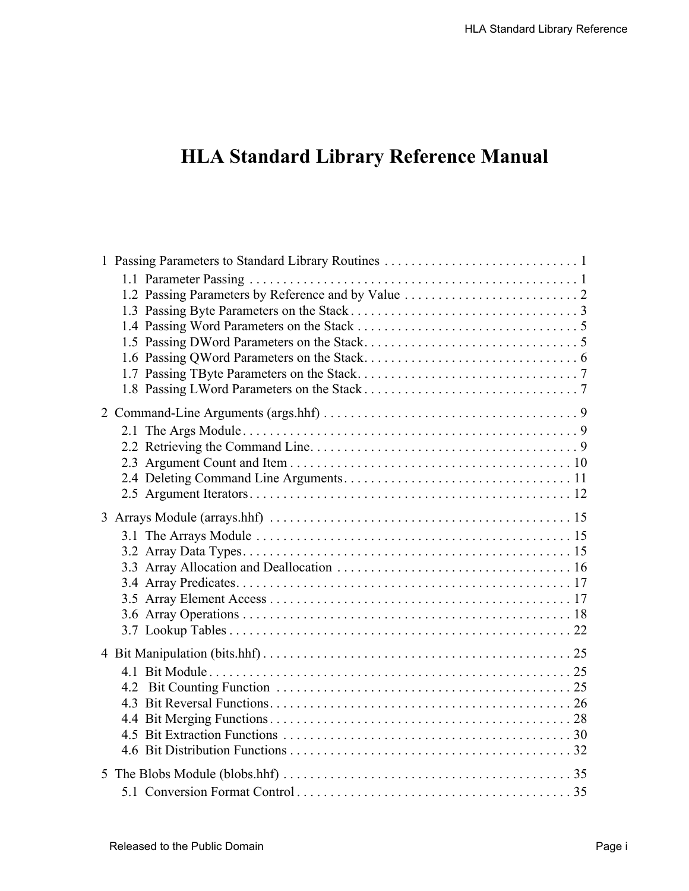# HLA Standard Library Reference Manual

1 Passing Parameters to Standard Library Routines . . . . . . . . . . . . . . . . . . . . . . . . . . . . . 1
- 1.1 Parameter Passing . . . . . . . . . . . . . . . . . . . . . . . . . . . . . . . . . . . . . . . . . . . . . . . . . 1
- 1.2 Passing Parameters by Reference and by Value . . . . . . . . . . . . . . . . . . . . . . . . . . 2
- 1.3 Passing Byte Parameters on the Stack . . . . . . . . . . . . . . . . . . . . . . . . . . . . . . . . . . 3
- 1.4 Passing Word Parameters on the Stack . . . . . . . . . . . . . . . . . . . . . . . . . . . . . . . . . 5
- 1.5 Passing DWord Parameters on the Stack. . . . . . . . . . . . . . . . . . . . . . . . . . . . . . . . 5
- 1.6 Passing QWord Parameters on the Stack. . . . . . . . . . . . . . . . . . . . . . . . . . . . . . . . 6
- 1.7 Passing TByte Parameters on the Stack. . . . . . . . . . . . . . . . . . . . . . . . . . . . . . . . . 7
- 1.8 Passing LWord Parameters on the Stack . . . . . . . . . . . . . . . . . . . . . . . . . . . . . . . . 7

2 Command-Line Arguments (args.hhf) . . . . . . . . . . . . . . . . . . . . . . . . . . . . . . . . . . . . . . 9
- 2.1 The Args Module . . . . . . . . . . . . . . . . . . . . . . . . . . . . . . . . . . . . . . . . . . . . . . . . . . 9
- 2.2 Retrieving the Command Line. . . . . . . . . . . . . . . . . . . . . . . . . . . . . . . . . . . . . . . . . 9
- 2.3 Argument Count and Item . . . . . . . . . . . . . . . . . . . . . . . . . . . . . . . . . . . . . . . . . . 10
- 2.4 Deleting Command Line Arguments. . . . . . . . . . . . . . . . . . . . . . . . . . . . . . . . . . . 11
- 2.5 Argument Iterators. . . . . . . . . . . . . . . . . . . . . . . . . . . . . . . . . . . . . . . . . . . . . . . . 12

3 Arrays Module (arrays.hhf) . . . . . . . . . . . . . . . . . . . . . . . . . . . . . . . . . . . . . . . . . . . . . 15
- 3.1 The Arrays Module . . . . . . . . . . . . . . . . . . . . . . . . . . . . . . . . . . . . . . . . . . . . . . . 15
- 3.2 Array Data Types. . . . . . . . . . . . . . . . . . . . . . . . . . . . . . . . . . . . . . . . . . . . . . . . . 15
- 3.3 Array Allocation and Deallocation . . . . . . . . . . . . . . . . . . . . . . . . . . . . . . . . . . . 16
- 3.4 Array Predicates. . . . . . . . . . . . . . . . . . . . . . . . . . . . . . . . . . . . . . . . . . . . . . . . . . 17
- 3.5 Array Element Access . . . . . . . . . . . . . . . . . . . . . . . . . . . . . . . . . . . . . . . . . . . . . 17
- 3.6 Array Operations . . . . . . . . . . . . . . . . . . . . . . . . . . . . . . . . . . . . . . . . . . . . . . . . . 18
- 3.7 Lookup Tables . . . . . . . . . . . . . . . . . . . . . . . . . . . . . . . . . . . . . . . . . . . . . . . . . . . 22

4 Bit Manipulation (bits.hhf) . . . . . . . . . . . . . . . . . . . . . . . . . . . . . . . . . . . . . . . . . . . . . . 25
- 4.1 Bit Module . . . . . . . . . . . . . . . . . . . . . . . . . . . . . . . . . . . . . . . . . . . . . . . . . . . . . . 25
- 4.2 Bit Counting Function . . . . . . . . . . . . . . . . . . . . . . . . . . . . . . . . . . . . . . . . . . . . 25
- 4.3 Bit Reversal Functions. . . . . . . . . . . . . . . . . . . . . . . . . . . . . . . . . . . . . . . . . . . . . 26
- 4.4 Bit Merging Functions. . . . . . . . . . . . . . . . . . . . . . . . . . . . . . . . . . . . . . . . . . . . . 28
- 4.5 Bit Extraction Functions . . . . . . . . . . . . . . . . . . . . . . . . . . . . . . . . . . . . . . . . . . . 30
- 4.6 Bit Distribution Functions . . . . . . . . . . . . . . . . . . . . . . . . . . . . . . . . . . . . . . . . . . 32

5 The Blobs Module (blobs.hhf) . . . . . . . . . . . . . . . . . . . . . . . . . . . . . . . . . . . . . . . . . . . 35
- 5.1 Conversion Format Control . . . . . . . . . . . . . . . . . . . . . . . . . . . . . . . . . . . . . . . . . 35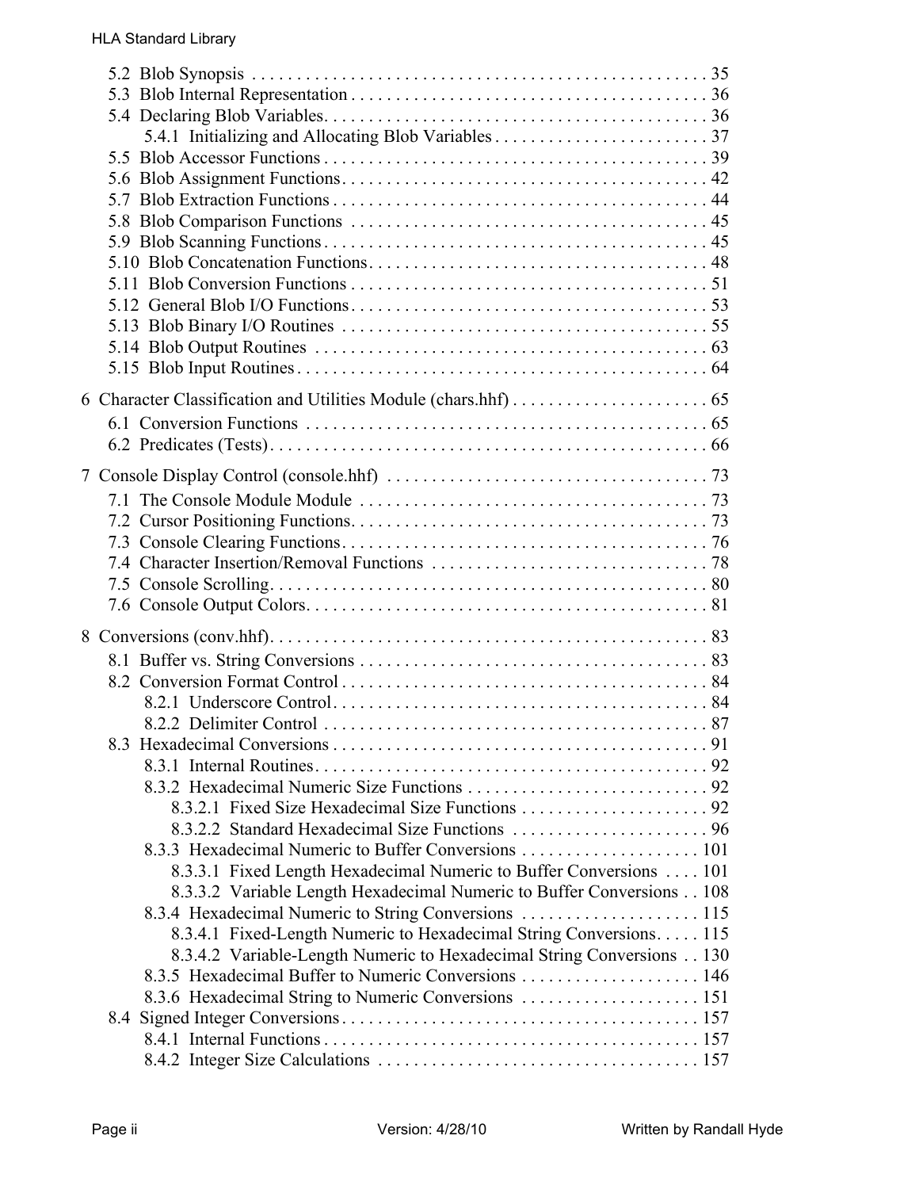- 5.2 Blob Synopsis . . . . . . . . . . . . . . . . . . . . . . . . . . . . . . . . . . . . . . . . . . . . . . . . . . 35
- 5.3 Blob Internal Representation . . . . . . . . . . . . . . . . . . . . . . . . . . . . . . . . . . . . . . . . 36
- 5.4 Declaring Blob Variables. . . . . . . . . . . . . . . . . . . . . . . . . . . . . . . . . . . . . . . . . . . 36
  - 5.4.1 Initializing and Allocating Blob Variables . . . . . . . . . . . . . . . . . . . . . . . . 37
- 5.5 Blob Accessor Functions . . . . . . . . . . . . . . . . . . . . . . . . . . . . . . . . . . . . . . . . . . 39
- 5.6 Blob Assignment Functions. . . . . . . . . . . . . . . . . . . . . . . . . . . . . . . . . . . . . . . . . 42
- 5.7 Blob Extraction Functions . . . . . . . . . . . . . . . . . . . . . . . . . . . . . . . . . . . . . . . . . 44
- 5.8 Blob Comparison Functions . . . . . . . . . . . . . . . . . . . . . . . . . . . . . . . . . . . . . . . . 45
- 5.9 Blob Scanning Functions . . . . . . . . . . . . . . . . . . . . . . . . . . . . . . . . . . . . . . . . . . 45
- 5.10 Blob Concatenation Functions. . . . . . . . . . . . . . . . . . . . . . . . . . . . . . . . . . . . . . 48
- 5.11 Blob Conversion Functions . . . . . . . . . . . . . . . . . . . . . . . . . . . . . . . . . . . . . . . . 51
- 5.12 General Blob I/O Functions. . . . . . . . . . . . . . . . . . . . . . . . . . . . . . . . . . . . . . . . 53
- 5.13 Blob Binary I/O Routines . . . . . . . . . . . . . . . . . . . . . . . . . . . . . . . . . . . . . . . . . 55
- 5.14 Blob Output Routines . . . . . . . . . . . . . . . . . . . . . . . . . . . . . . . . . . . . . . . . . . . . 63
- 5.15 Blob Input Routines . . . . . . . . . . . . . . . . . . . . . . . . . . . . . . . . . . . . . . . . . . . . . 64

6 Character Classification and Utilities Module (chars.hhf) . . . . . . . . . . . . . . . . . . . . . . 65

- 6.1 Conversion Functions . . . . . . . . . . . . . . . . . . . . . . . . . . . . . . . . . . . . . . . . . . . . . 65
- 6.2 Predicates (Tests). . . . . . . . . . . . . . . . . . . . . . . . . . . . . . . . . . . . . . . . . . . . . . . . . 66

7 Console Display Control (console.hhf) . . . . . . . . . . . . . . . . . . . . . . . . . . . . . . . . . . . 73

- 7.1 The Console Module Module . . . . . . . . . . . . . . . . . . . . . . . . . . . . . . . . . . . . . . . 73
- 7.2 Cursor Positioning Functions. . . . . . . . . . . . . . . . . . . . . . . . . . . . . . . . . . . . . . . . 73
- 7.3 Console Clearing Functions. . . . . . . . . . . . . . . . . . . . . . . . . . . . . . . . . . . . . . . . . 76
- 7.4 Character Insertion/Removal Functions . . . . . . . . . . . . . . . . . . . . . . . . . . . . . . . 78
- 7.5 Console Scrolling. . . . . . . . . . . . . . . . . . . . . . . . . . . . . . . . . . . . . . . . . . . . . . . . . 80
- 7.6 Console Output Colors. . . . . . . . . . . . . . . . . . . . . . . . . . . . . . . . . . . . . . . . . . . . . 81

8 Conversions (conv.hhf). . . . . . . . . . . . . . . . . . . . . . . . . . . . . . . . . . . . . . . . . . . . . . . . . 83

- 8.1 Buffer vs. String Conversions . . . . . . . . . . . . . . . . . . . . . . . . . . . . . . . . . . . . . . . 83
- 8.2 Conversion Format Control . . . . . . . . . . . . . . . . . . . . . . . . . . . . . . . . . . . . . . . . . 84
  - 8.2.1 Underscore Control. . . . . . . . . . . . . . . . . . . . . . . . . . . . . . . . . . . . . . . . . . 84
  - 8.2.2 Delimiter Control . . . . . . . . . . . . . . . . . . . . . . . . . . . . . . . . . . . . . . . . . . . 87
- 8.3 Hexadecimal Conversions . . . . . . . . . . . . . . . . . . . . . . . . . . . . . . . . . . . . . . . . . . 91
  - 8.3.1 Internal Routines. . . . . . . . . . . . . . . . . . . . . . . . . . . . . . . . . . . . . . . . . . . . 92
  - 8.3.2 Hexadecimal Numeric Size Functions . . . . . . . . . . . . . . . . . . . . . . . . . . . 92
    - 8.3.2.1 Fixed Size Hexadecimal Size Functions . . . . . . . . . . . . . . . . . . . . . 92
    - 8.3.2.2 Standard Hexadecimal Size Functions . . . . . . . . . . . . . . . . . . . . . . 96
  - 8.3.3 Hexadecimal Numeric to Buffer Conversions . . . . . . . . . . . . . . . . . . . . 101
    - 8.3.3.1 Fixed Length Hexadecimal Numeric to Buffer Conversions . . . . 101
    - 8.3.3.2 Variable Length Hexadecimal Numeric to Buffer Conversions . . 108
  - 8.3.4 Hexadecimal Numeric to String Conversions . . . . . . . . . . . . . . . . . . . . 115
    - 8.3.4.1 Fixed-Length Numeric to Hexadecimal String Conversions. . . . . 115
    - 8.3.4.2 Variable-Length Numeric to Hexadecimal String Conversions . . 130
  - 8.3.5 Hexadecimal Buffer to Numeric Conversions . . . . . . . . . . . . . . . . . . . . 146
  - 8.3.6 Hexadecimal String to Numeric Conversions . . . . . . . . . . . . . . . . . . . . 151
- 8.4 Signed Integer Conversions . . . . . . . . . . . . . . . . . . . . . . . . . . . . . . . . . . . . . . . . 157
  - 8.4.1 Internal Functions . . . . . . . . . . . . . . . . . . . . . . . . . . . . . . . . . . . . . . . . . . 157
  - 8.4.2 Integer Size Calculations . . . . . . . . . . . . . . . . . . . . . . . . . . . . . . . . . . . . 157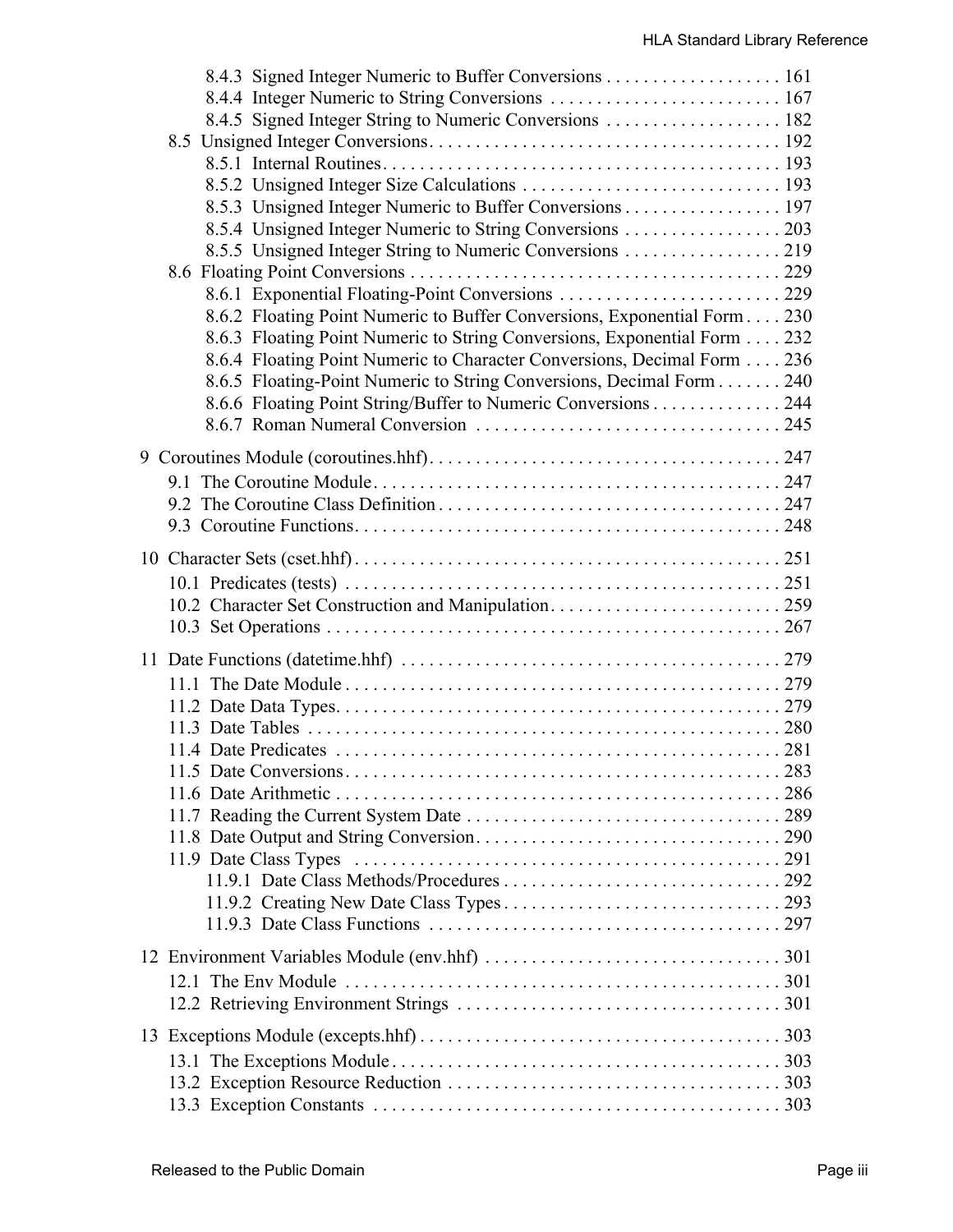8.4.3 Signed Integer Numeric to Buffer Conversions . . . . . . . . . . . . . . . . . . . 161
8.4.4 Integer Numeric to String Conversions . . . . . . . . . . . . . . . . . . . . . . . . . 167
8.4.5 Signed Integer String to Numeric Conversions . . . . . . . . . . . . . . . . . . . 182

8.5 Unsigned Integer Conversions . . . . . . . . . . . . . . . . . . . . . . . . . . . . . . . . . . . . . 192
8.5.1 Internal Routines . . . . . . . . . . . . . . . . . . . . . . . . . . . . . . . . . . . . . . . . . . 193
8.5.2 Unsigned Integer Size Calculations . . . . . . . . . . . . . . . . . . . . . . . . . . . . 193
8.5.3 Unsigned Integer Numeric to Buffer Conversions . . . . . . . . . . . . . . . . . 197
8.5.4 Unsigned Integer Numeric to String Conversions . . . . . . . . . . . . . . . . . 203
8.5.5 Unsigned Integer String to Numeric Conversions . . . . . . . . . . . . . . . . . 219

8.6 Floating Point Conversions . . . . . . . . . . . . . . . . . . . . . . . . . . . . . . . . . . . . . . . 229
8.6.1 Exponential Floating-Point Conversions . . . . . . . . . . . . . . . . . . . . . . . . 229
8.6.2 Floating Point Numeric to Buffer Conversions, Exponential Form . . . . 230
8.6.3 Floating Point Numeric to String Conversions, Exponential Form . . . . 232
8.6.4 Floating Point Numeric to Character Conversions, Decimal Form . . . . 236
8.6.5 Floating-Point Numeric to String Conversions, Decimal Form . . . . . . . 240
8.6.6 Floating Point String/Buffer to Numeric Conversions . . . . . . . . . . . . . . 244
8.6.7 Roman Numeral Conversion . . . . . . . . . . . . . . . . . . . . . . . . . . . . . . . . . 245

9 Coroutines Module (coroutines.hhf) . . . . . . . . . . . . . . . . . . . . . . . . . . . . . . . . . . . . . . 247

9.1 The Coroutine Module . . . . . . . . . . . . . . . . . . . . . . . . . . . . . . . . . . . . . . . . . . . 247
9.2 The Coroutine Class Definition . . . . . . . . . . . . . . . . . . . . . . . . . . . . . . . . . . . . . 247
9.3 Coroutine Functions . . . . . . . . . . . . . . . . . . . . . . . . . . . . . . . . . . . . . . . . . . . . . 248

10 Character Sets (cset.hhf) . . . . . . . . . . . . . . . . . . . . . . . . . . . . . . . . . . . . . . . . . . . . . 251

10.1 Predicates (tests) . . . . . . . . . . . . . . . . . . . . . . . . . . . . . . . . . . . . . . . . . . . . . . 251
10.2 Character Set Construction and Manipulation . . . . . . . . . . . . . . . . . . . . . . . . 259
10.3 Set Operations . . . . . . . . . . . . . . . . . . . . . . . . . . . . . . . . . . . . . . . . . . . . . . . . 267

11 Date Functions (datetime.hhf) . . . . . . . . . . . . . . . . . . . . . . . . . . . . . . . . . . . . . . . . 279

11.1 The Date Module . . . . . . . . . . . . . . . . . . . . . . . . . . . . . . . . . . . . . . . . . . . . . . 279
11.2 Date Data Types . . . . . . . . . . . . . . . . . . . . . . . . . . . . . . . . . . . . . . . . . . . . . . . 279
11.3 Date Tables . . . . . . . . . . . . . . . . . . . . . . . . . . . . . . . . . . . . . . . . . . . . . . . . . . 280
11.4 Date Predicates . . . . . . . . . . . . . . . . . . . . . . . . . . . . . . . . . . . . . . . . . . . . . . . 281
11.5 Date Conversions . . . . . . . . . . . . . . . . . . . . . . . . . . . . . . . . . . . . . . . . . . . . . . 283
11.6 Date Arithmetic . . . . . . . . . . . . . . . . . . . . . . . . . . . . . . . . . . . . . . . . . . . . . . . 286
11.7 Reading the Current System Date . . . . . . . . . . . . . . . . . . . . . . . . . . . . . . . . . 289
11.8 Date Output and String Conversion . . . . . . . . . . . . . . . . . . . . . . . . . . . . . . . . 290
11.9 Date Class Types . . . . . . . . . . . . . . . . . . . . . . . . . . . . . . . . . . . . . . . . . . . . . 291
11.9.1 Date Class Methods/Procedures . . . . . . . . . . . . . . . . . . . . . . . . . . . . . 292
11.9.2 Creating New Date Class Types . . . . . . . . . . . . . . . . . . . . . . . . . . . . . 293
11.9.3 Date Class Functions . . . . . . . . . . . . . . . . . . . . . . . . . . . . . . . . . . . . . 297

12 Environment Variables Module (env.hhf) . . . . . . . . . . . . . . . . . . . . . . . . . . . . . . . . 301

12.1 The Env Module . . . . . . . . . . . . . . . . . . . . . . . . . . . . . . . . . . . . . . . . . . . . . . 301
12.2 Retrieving Environment Strings . . . . . . . . . . . . . . . . . . . . . . . . . . . . . . . . . . . 301

13 Exceptions Module (excepts.hhf) . . . . . . . . . . . . . . . . . . . . . . . . . . . . . . . . . . . . . . 303

13.1 The Exceptions Module . . . . . . . . . . . . . . . . . . . . . . . . . . . . . . . . . . . . . . . . . 303
13.2 Exception Resource Reduction . . . . . . . . . . . . . . . . . . . . . . . . . . . . . . . . . . . . 303
13.3 Exception Constants . . . . . . . . . . . . . . . . . . . . . . . . . . . . . . . . . . . . . . . . . . . 303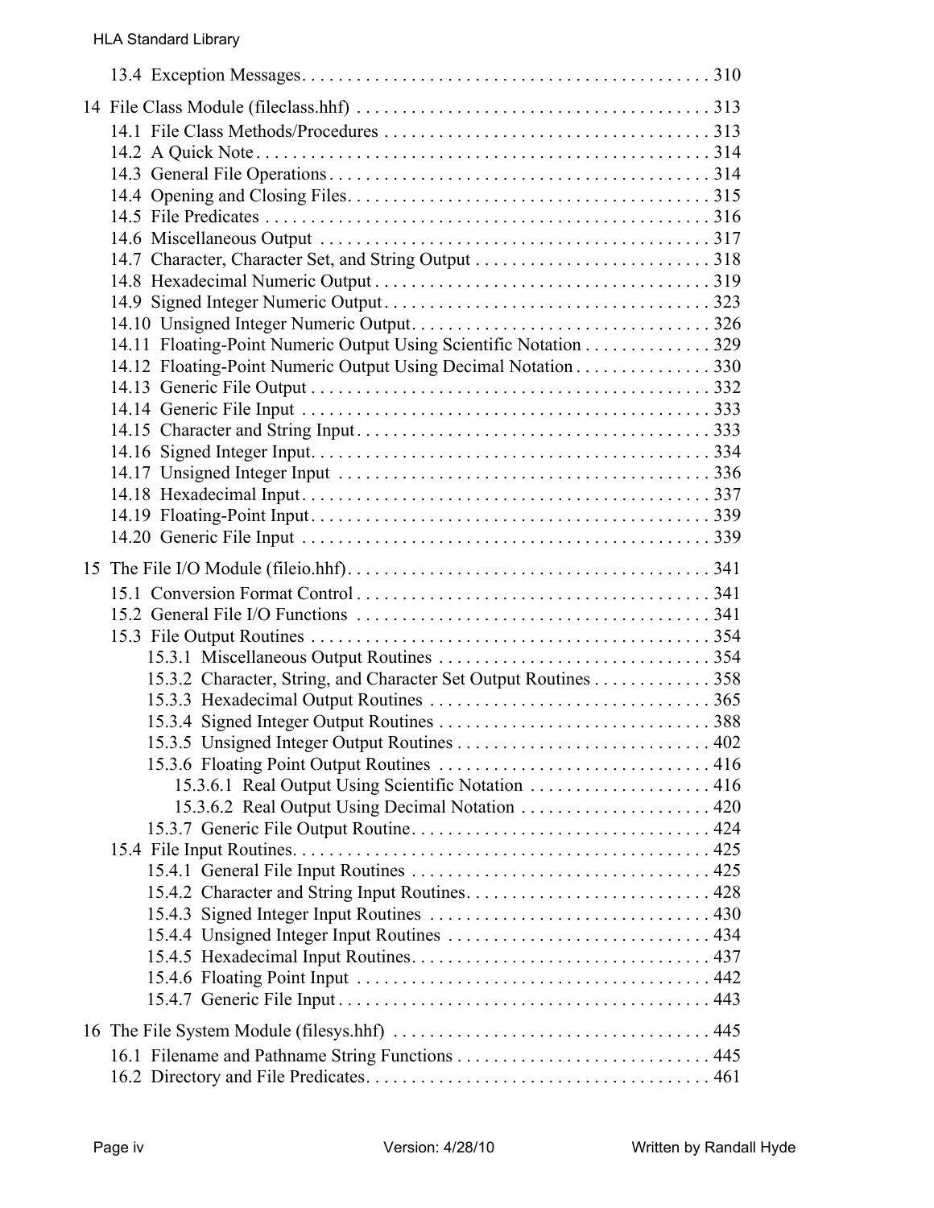13.4 Exception Messages . . . . . . . . . . . . . . . . . . . . . . . . . . . . . . . . . . . . . . . . . . . . . 310

14 File Class Module (fileclass.hhf) . . . . . . . . . . . . . . . . . . . . . . . . . . . . . . . . . . . . . . . 313

14.1 File Class Methods/Procedures . . . . . . . . . . . . . . . . . . . . . . . . . . . . . . . . . . . . 313
14.2 A Quick Note . . . . . . . . . . . . . . . . . . . . . . . . . . . . . . . . . . . . . . . . . . . . . . . . . . 314
14.3 General File Operations . . . . . . . . . . . . . . . . . . . . . . . . . . . . . . . . . . . . . . . . . . 314
14.4 Opening and Closing Files . . . . . . . . . . . . . . . . . . . . . . . . . . . . . . . . . . . . . . . . 315
14.5 File Predicates . . . . . . . . . . . . . . . . . . . . . . . . . . . . . . . . . . . . . . . . . . . . . . . . 316
14.6 Miscellaneous Output . . . . . . . . . . . . . . . . . . . . . . . . . . . . . . . . . . . . . . . . . . . 317
14.7 Character, Character Set, and String Output . . . . . . . . . . . . . . . . . . . . . . . . . . 318
14.8 Hexadecimal Numeric Output . . . . . . . . . . . . . . . . . . . . . . . . . . . . . . . . . . . . . 319
14.9 Signed Integer Numeric Output . . . . . . . . . . . . . . . . . . . . . . . . . . . . . . . . . . . . 323
14.10 Unsigned Integer Numeric Output . . . . . . . . . . . . . . . . . . . . . . . . . . . . . . . . . 326
14.11 Floating-Point Numeric Output Using Scientific Notation . . . . . . . . . . . . . . 329
14.12 Floating-Point Numeric Output Using Decimal Notation . . . . . . . . . . . . . . . 330
14.13 Generic File Output . . . . . . . . . . . . . . . . . . . . . . . . . . . . . . . . . . . . . . . . . . . . 332
14.14 Generic File Input . . . . . . . . . . . . . . . . . . . . . . . . . . . . . . . . . . . . . . . . . . . . . 333
14.15 Character and String Input . . . . . . . . . . . . . . . . . . . . . . . . . . . . . . . . . . . . . . . 333
14.16 Signed Integer Input . . . . . . . . . . . . . . . . . . . . . . . . . . . . . . . . . . . . . . . . . . . . 334
14.17 Unsigned Integer Input . . . . . . . . . . . . . . . . . . . . . . . . . . . . . . . . . . . . . . . . . 336
14.18 Hexadecimal Input . . . . . . . . . . . . . . . . . . . . . . . . . . . . . . . . . . . . . . . . . . . . . 337
14.19 Floating-Point Input . . . . . . . . . . . . . . . . . . . . . . . . . . . . . . . . . . . . . . . . . . . . 339
14.20 Generic File Input . . . . . . . . . . . . . . . . . . . . . . . . . . . . . . . . . . . . . . . . . . . . . 339

15 The File I/O Module (fileio.hhf) . . . . . . . . . . . . . . . . . . . . . . . . . . . . . . . . . . . . . . . . 341

15.1 Conversion Format Control . . . . . . . . . . . . . . . . . . . . . . . . . . . . . . . . . . . . . . . 341
15.2 General File I/O Functions . . . . . . . . . . . . . . . . . . . . . . . . . . . . . . . . . . . . . . . 341
15.3 File Output Routines . . . . . . . . . . . . . . . . . . . . . . . . . . . . . . . . . . . . . . . . . . . . 354
 15.3.1 Miscellaneous Output Routines . . . . . . . . . . . . . . . . . . . . . . . . . . . . . . 354
 15.3.2 Character, String, and Character Set Output Routines . . . . . . . . . . . . . 358
 15.3.3 Hexadecimal Output Routines . . . . . . . . . . . . . . . . . . . . . . . . . . . . . . . 365
 15.3.4 Signed Integer Output Routines . . . . . . . . . . . . . . . . . . . . . . . . . . . . . . 388
 15.3.5 Unsigned Integer Output Routines . . . . . . . . . . . . . . . . . . . . . . . . . . . . 402
 15.3.6 Floating Point Output Routines . . . . . . . . . . . . . . . . . . . . . . . . . . . . . . 416
  15.3.6.1 Real Output Using Scientific Notation . . . . . . . . . . . . . . . . . . . . 416
  15.3.6.2 Real Output Using Decimal Notation . . . . . . . . . . . . . . . . . . . . . 420
 15.3.7 Generic File Output Routine . . . . . . . . . . . . . . . . . . . . . . . . . . . . . . . . 424
15.4 File Input Routines . . . . . . . . . . . . . . . . . . . . . . . . . . . . . . . . . . . . . . . . . . . . . 425
 15.4.1 General File Input Routines . . . . . . . . . . . . . . . . . . . . . . . . . . . . . . . . . 425
 15.4.2 Character and String Input Routines . . . . . . . . . . . . . . . . . . . . . . . . . . . 428
 15.4.3 Signed Integer Input Routines . . . . . . . . . . . . . . . . . . . . . . . . . . . . . . . 430
 15.4.4 Unsigned Integer Input Routines . . . . . . . . . . . . . . . . . . . . . . . . . . . . . 434
 15.4.5 Hexadecimal Input Routines . . . . . . . . . . . . . . . . . . . . . . . . . . . . . . . . . 437
 15.4.6 Floating Point Input . . . . . . . . . . . . . . . . . . . . . . . . . . . . . . . . . . . . . . . 442
 15.4.7 Generic File Input . . . . . . . . . . . . . . . . . . . . . . . . . . . . . . . . . . . . . . . . . 443

16 The File System Module (filesys.hhf) . . . . . . . . . . . . . . . . . . . . . . . . . . . . . . . . . . . 445

16.1 Filename and Pathname String Functions . . . . . . . . . . . . . . . . . . . . . . . . . . . . 445
16.2 Directory and File Predicates . . . . . . . . . . . . . . . . . . . . . . . . . . . . . . . . . . . . . . 461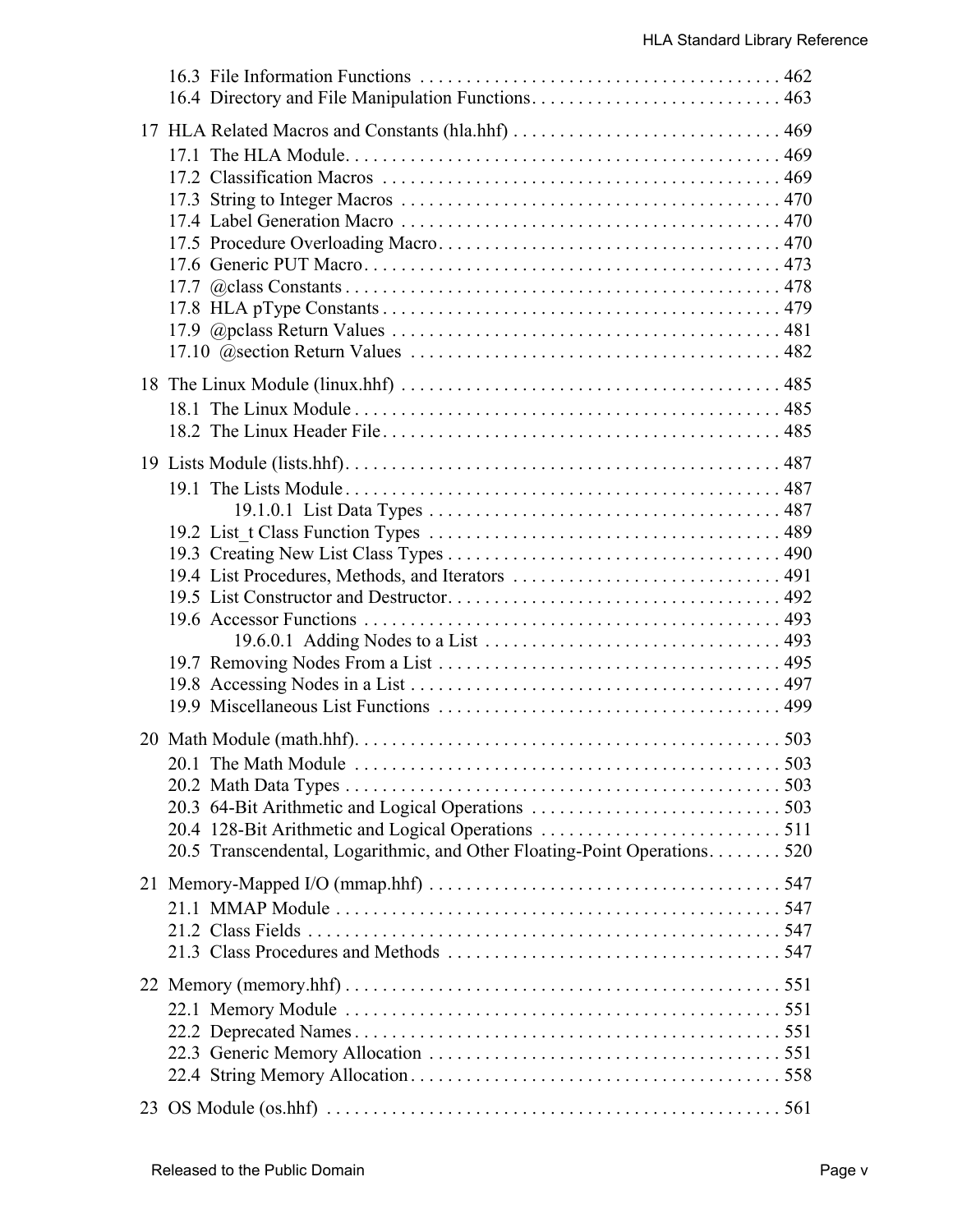16.3 File Information Functions . . . . . . . . . . . . . . . . . . . . . . . . . . . . . . . . . . . . . . . 462
16.4 Directory and File Manipulation Functions. . . . . . . . . . . . . . . . . . . . . . . . . . . 463

17 HLA Related Macros and Constants (hla.hhf) . . . . . . . . . . . . . . . . . . . . . . . . . . . . . 469

17.1 The HLA Module. . . . . . . . . . . . . . . . . . . . . . . . . . . . . . . . . . . . . . . . . . . . . . . 469
17.2 Classification Macros . . . . . . . . . . . . . . . . . . . . . . . . . . . . . . . . . . . . . . . . . . . 469
17.3 String to Integer Macros . . . . . . . . . . . . . . . . . . . . . . . . . . . . . . . . . . . . . . . . . 470
17.4 Label Generation Macro . . . . . . . . . . . . . . . . . . . . . . . . . . . . . . . . . . . . . . . . . 470
17.5 Procedure Overloading Macro. . . . . . . . . . . . . . . . . . . . . . . . . . . . . . . . . . . . . 470
17.6 Generic PUT Macro. . . . . . . . . . . . . . . . . . . . . . . . . . . . . . . . . . . . . . . . . . . . . 473
17.7 @class Constants . . . . . . . . . . . . . . . . . . . . . . . . . . . . . . . . . . . . . . . . . . . . . . . 478
17.8 HLA pType Constants . . . . . . . . . . . . . . . . . . . . . . . . . . . . . . . . . . . . . . . . . . . 479
17.9 @pclass Return Values . . . . . . . . . . . . . . . . . . . . . . . . . . . . . . . . . . . . . . . . . . 481
17.10 @section Return Values . . . . . . . . . . . . . . . . . . . . . . . . . . . . . . . . . . . . . . . . 482

18 The Linux Module (linux.hhf) . . . . . . . . . . . . . . . . . . . . . . . . . . . . . . . . . . . . . . . . . 485

18.1 The Linux Module . . . . . . . . . . . . . . . . . . . . . . . . . . . . . . . . . . . . . . . . . . . . . . 485
18.2 The Linux Header File. . . . . . . . . . . . . . . . . . . . . . . . . . . . . . . . . . . . . . . . . . . 485

19 Lists Module (lists.hhf). . . . . . . . . . . . . . . . . . . . . . . . . . . . . . . . . . . . . . . . . . . . . . . 487

19.1 The Lists Module . . . . . . . . . . . . . . . . . . . . . . . . . . . . . . . . . . . . . . . . . . . . . . . 487
19.1.0.1 List Data Types . . . . . . . . . . . . . . . . . . . . . . . . . . . . . . . . . . . . . . 487
19.2 List_t Class Function Types . . . . . . . . . . . . . . . . . . . . . . . . . . . . . . . . . . . . . . 489
19.3 Creating New List Class Types . . . . . . . . . . . . . . . . . . . . . . . . . . . . . . . . . . . . 490
19.4 List Procedures, Methods, and Iterators . . . . . . . . . . . . . . . . . . . . . . . . . . . . . 491
19.5 List Constructor and Destructor. . . . . . . . . . . . . . . . . . . . . . . . . . . . . . . . . . . . 492
19.6 Accessor Functions . . . . . . . . . . . . . . . . . . . . . . . . . . . . . . . . . . . . . . . . . . . . . 493
19.6.0.1 Adding Nodes to a List . . . . . . . . . . . . . . . . . . . . . . . . . . . . . . . . 493
19.7 Removing Nodes From a List . . . . . . . . . . . . . . . . . . . . . . . . . . . . . . . . . . . . . 495
19.8 Accessing Nodes in a List . . . . . . . . . . . . . . . . . . . . . . . . . . . . . . . . . . . . . . . . 497
19.9 Miscellaneous List Functions . . . . . . . . . . . . . . . . . . . . . . . . . . . . . . . . . . . . . 499

20 Math Module (math.hhf). . . . . . . . . . . . . . . . . . . . . . . . . . . . . . . . . . . . . . . . . . . . . . 503

20.1 The Math Module . . . . . . . . . . . . . . . . . . . . . . . . . . . . . . . . . . . . . . . . . . . . . . 503
20.2 Math Data Types . . . . . . . . . . . . . . . . . . . . . . . . . . . . . . . . . . . . . . . . . . . . . . . 503
20.3 64-Bit Arithmetic and Logical Operations . . . . . . . . . . . . . . . . . . . . . . . . . . . 503
20.4 128-Bit Arithmetic and Logical Operations . . . . . . . . . . . . . . . . . . . . . . . . . . 511
20.5 Transcendental, Logarithmic, and Other Floating-Point Operations. . . . . . . . 520

21 Memory-Mapped I/O (mmap.hhf) . . . . . . . . . . . . . . . . . . . . . . . . . . . . . . . . . . . . . . 547

21.1 MMAP Module . . . . . . . . . . . . . . . . . . . . . . . . . . . . . . . . . . . . . . . . . . . . . . . . 547
21.2 Class Fields . . . . . . . . . . . . . . . . . . . . . . . . . . . . . . . . . . . . . . . . . . . . . . . . . . . 547
21.3 Class Procedures and Methods . . . . . . . . . . . . . . . . . . . . . . . . . . . . . . . . . . . . 547

22 Memory (memory.hhf) . . . . . . . . . . . . . . . . . . . . . . . . . . . . . . . . . . . . . . . . . . . . . . . 551

22.1 Memory Module . . . . . . . . . . . . . . . . . . . . . . . . . . . . . . . . . . . . . . . . . . . . . . . 551
22.2 Deprecated Names. . . . . . . . . . . . . . . . . . . . . . . . . . . . . . . . . . . . . . . . . . . . . . 551
22.3 Generic Memory Allocation . . . . . . . . . . . . . . . . . . . . . . . . . . . . . . . . . . . . . . 551
22.4 String Memory Allocation. . . . . . . . . . . . . . . . . . . . . . . . . . . . . . . . . . . . . . . . 558

23 OS Module (os.hhf) . . . . . . . . . . . . . . . . . . . . . . . . . . . . . . . . . . . . . . . . . . . . . . . . . 561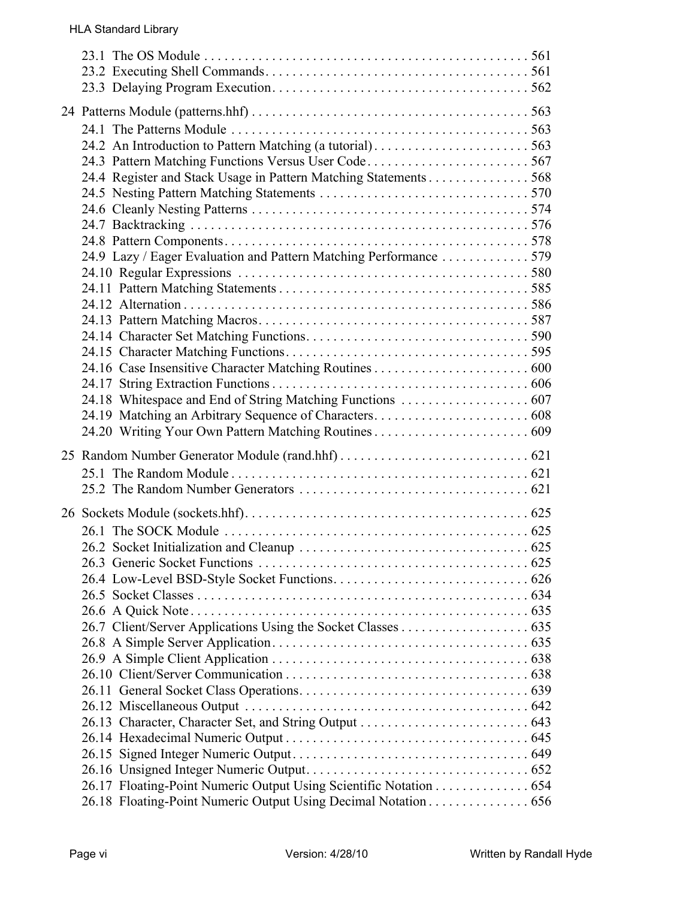23.1 The OS Module . . . . . . . . . . . . . . . . . . . . . . . . . . . . . . . . . . . . . . . . . . . . . . . . 561
23.2 Executing Shell Commands. . . . . . . . . . . . . . . . . . . . . . . . . . . . . . . . . . . . . . . 561
23.3 Delaying Program Execution. . . . . . . . . . . . . . . . . . . . . . . . . . . . . . . . . . . . . 562

24 Patterns Module (patterns.hhf) . . . . . . . . . . . . . . . . . . . . . . . . . . . . . . . . . . . . . . . . 563
24.1 The Patterns Module . . . . . . . . . . . . . . . . . . . . . . . . . . . . . . . . . . . . . . . . . . . 563
24.2 An Introduction to Pattern Matching (a tutorial) . . . . . . . . . . . . . . . . . . . . . . . 563
24.3 Pattern Matching Functions Versus User Code . . . . . . . . . . . . . . . . . . . . . . . . 567
24.4 Register and Stack Usage in Pattern Matching Statements . . . . . . . . . . . . . . . 568
24.5 Nesting Pattern Matching Statements . . . . . . . . . . . . . . . . . . . . . . . . . . . . . . . 570
24.6 Cleanly Nesting Patterns . . . . . . . . . . . . . . . . . . . . . . . . . . . . . . . . . . . . . . . . . 574
24.7 Backtracking . . . . . . . . . . . . . . . . . . . . . . . . . . . . . . . . . . . . . . . . . . . . . . . . . . 576
24.8 Pattern Components. . . . . . . . . . . . . . . . . . . . . . . . . . . . . . . . . . . . . . . . . . . . . 578
24.9 Lazy / Eager Evaluation and Pattern Matching Performance . . . . . . . . . . . . . 579
24.10 Regular Expressions . . . . . . . . . . . . . . . . . . . . . . . . . . . . . . . . . . . . . . . . . . . 580
24.11 Pattern Matching Statements . . . . . . . . . . . . . . . . . . . . . . . . . . . . . . . . . . . . . 585
24.12 Alternation . . . . . . . . . . . . . . . . . . . . . . . . . . . . . . . . . . . . . . . . . . . . . . . . . . 586
24.13 Pattern Matching Macros. . . . . . . . . . . . . . . . . . . . . . . . . . . . . . . . . . . . . . . . 587
24.14 Character Set Matching Functions. . . . . . . . . . . . . . . . . . . . . . . . . . . . . . . . . 590
24.15 Character Matching Functions. . . . . . . . . . . . . . . . . . . . . . . . . . . . . . . . . . . . 595
24.16 Case Insensitive Character Matching Routines . . . . . . . . . . . . . . . . . . . . . . . 600
24.17 String Extraction Functions . . . . . . . . . . . . . . . . . . . . . . . . . . . . . . . . . . . . . . 606
24.18 Whitespace and End of String Matching Functions . . . . . . . . . . . . . . . . . . . 607
24.19 Matching an Arbitrary Sequence of Characters. . . . . . . . . . . . . . . . . . . . . . . 608
24.20 Writing Your Own Pattern Matching Routines . . . . . . . . . . . . . . . . . . . . . . . 609

25 Random Number Generator Module (rand.hhf) . . . . . . . . . . . . . . . . . . . . . . . . . . . . 621
25.1 The Random Module . . . . . . . . . . . . . . . . . . . . . . . . . . . . . . . . . . . . . . . . . . . . 621
25.2 The Random Number Generators . . . . . . . . . . . . . . . . . . . . . . . . . . . . . . . . . . 621

26 Sockets Module (sockets.hhf). . . . . . . . . . . . . . . . . . . . . . . . . . . . . . . . . . . . . . . . . . 625
26.1 The SOCK Module . . . . . . . . . . . . . . . . . . . . . . . . . . . . . . . . . . . . . . . . . . . . . 625
26.2 Socket Initialization and Cleanup . . . . . . . . . . . . . . . . . . . . . . . . . . . . . . . . . . 625
26.3 Generic Socket Functions . . . . . . . . . . . . . . . . . . . . . . . . . . . . . . . . . . . . . . . . 625
26.4 Low-Level BSD-Style Socket Functions. . . . . . . . . . . . . . . . . . . . . . . . . . . . . 626
26.5 Socket Classes . . . . . . . . . . . . . . . . . . . . . . . . . . . . . . . . . . . . . . . . . . . . . . . . . 634
26.6 A Quick Note . . . . . . . . . . . . . . . . . . . . . . . . . . . . . . . . . . . . . . . . . . . . . . . . . . 635
26.7 Client/Server Applications Using the Socket Classes . . . . . . . . . . . . . . . . . . . 635
26.8 A Simple Server Application. . . . . . . . . . . . . . . . . . . . . . . . . . . . . . . . . . . . . . 635
26.9 A Simple Client Application . . . . . . . . . . . . . . . . . . . . . . . . . . . . . . . . . . . . . . 638
26.10 Client/Server Communication . . . . . . . . . . . . . . . . . . . . . . . . . . . . . . . . . . . . 638
26.11 General Socket Class Operations. . . . . . . . . . . . . . . . . . . . . . . . . . . . . . . . . . 639
26.12 Miscellaneous Output . . . . . . . . . . . . . . . . . . . . . . . . . . . . . . . . . . . . . . . . . . 642
26.13 Character, Character Set, and String Output . . . . . . . . . . . . . . . . . . . . . . . . . 643
26.14 Hexadecimal Numeric Output . . . . . . . . . . . . . . . . . . . . . . . . . . . . . . . . . . . . 645
26.15 Signed Integer Numeric Output. . . . . . . . . . . . . . . . . . . . . . . . . . . . . . . . . . . 649
26.16 Unsigned Integer Numeric Output. . . . . . . . . . . . . . . . . . . . . . . . . . . . . . . . . 652
26.17 Floating-Point Numeric Output Using Scientific Notation . . . . . . . . . . . . . . 654
26.18 Floating-Point Numeric Output Using Decimal Notation . . . . . . . . . . . . . . . 656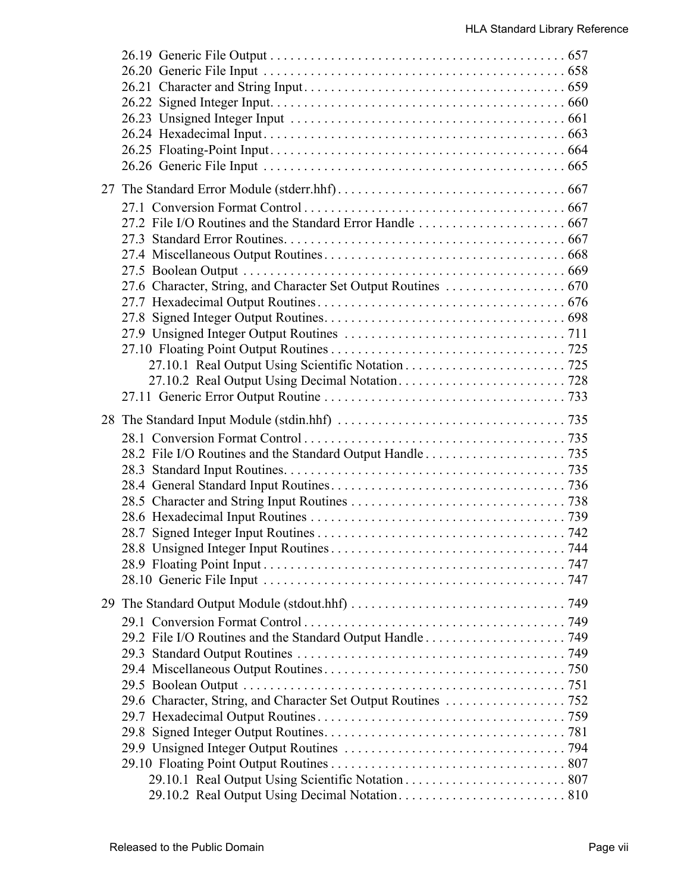26.19 Generic File Output . . . . . . . . . . . . . . . . . . . . . . . . . . . . . . . . . . . . . . . . . . . 657
26.20 Generic File Input . . . . . . . . . . . . . . . . . . . . . . . . . . . . . . . . . . . . . . . . . . . . 658
26.21 Character and String Input . . . . . . . . . . . . . . . . . . . . . . . . . . . . . . . . . . . . . . . 659
26.22 Signed Integer Input. . . . . . . . . . . . . . . . . . . . . . . . . . . . . . . . . . . . . . . . . . . . 660
26.23 Unsigned Integer Input . . . . . . . . . . . . . . . . . . . . . . . . . . . . . . . . . . . . . . . . . 661
26.24 Hexadecimal Input . . . . . . . . . . . . . . . . . . . . . . . . . . . . . . . . . . . . . . . . . . . . . 663
26.25 Floating-Point Input . . . . . . . . . . . . . . . . . . . . . . . . . . . . . . . . . . . . . . . . . . . . 664
26.26 Generic File Input . . . . . . . . . . . . . . . . . . . . . . . . . . . . . . . . . . . . . . . . . . . . . 665

27 The Standard Error Module (stderr.hhf) . . . . . . . . . . . . . . . . . . . . . . . . . . . . . . . . . 667
27.1 Conversion Format Control . . . . . . . . . . . . . . . . . . . . . . . . . . . . . . . . . . . . . . . 667
27.2 File I/O Routines and the Standard Error Handle . . . . . . . . . . . . . . . . . . . . . . 667
27.3 Standard Error Routines. . . . . . . . . . . . . . . . . . . . . . . . . . . . . . . . . . . . . . . . . . 667
27.4 Miscellaneous Output Routines . . . . . . . . . . . . . . . . . . . . . . . . . . . . . . . . . . . . 668
27.5 Boolean Output . . . . . . . . . . . . . . . . . . . . . . . . . . . . . . . . . . . . . . . . . . . . . . . . 669
27.6 Character, String, and Character Set Output Routines . . . . . . . . . . . . . . . . . . 670
27.7 Hexadecimal Output Routines . . . . . . . . . . . . . . . . . . . . . . . . . . . . . . . . . . . . . 676
27.8 Signed Integer Output Routines. . . . . . . . . . . . . . . . . . . . . . . . . . . . . . . . . . . . 698
27.9 Unsigned Integer Output Routines . . . . . . . . . . . . . . . . . . . . . . . . . . . . . . . . . 711
27.10 Floating Point Output Routines . . . . . . . . . . . . . . . . . . . . . . . . . . . . . . . . . . . 725
27.10.1 Real Output Using Scientific Notation . . . . . . . . . . . . . . . . . . . . . . . . 725
27.10.2 Real Output Using Decimal Notation . . . . . . . . . . . . . . . . . . . . . . . . . 728
27.11 Generic Error Output Routine . . . . . . . . . . . . . . . . . . . . . . . . . . . . . . . . . . . . 733

28 The Standard Input Module (stdin.hhf) . . . . . . . . . . . . . . . . . . . . . . . . . . . . . . . . . 735
28.1 Conversion Format Control . . . . . . . . . . . . . . . . . . . . . . . . . . . . . . . . . . . . . . . 735
28.2 File I/O Routines and the Standard Output Handle . . . . . . . . . . . . . . . . . . . . . 735
28.3 Standard Input Routines. . . . . . . . . . . . . . . . . . . . . . . . . . . . . . . . . . . . . . . . . . 735
28.4 General Standard Input Routines . . . . . . . . . . . . . . . . . . . . . . . . . . . . . . . . . . . 736
28.5 Character and String Input Routines . . . . . . . . . . . . . . . . . . . . . . . . . . . . . . . . 738
28.6 Hexadecimal Input Routines . . . . . . . . . . . . . . . . . . . . . . . . . . . . . . . . . . . . . . 739
28.7 Signed Integer Input Routines . . . . . . . . . . . . . . . . . . . . . . . . . . . . . . . . . . . . . 742
28.8 Unsigned Integer Input Routines . . . . . . . . . . . . . . . . . . . . . . . . . . . . . . . . . . . 744
28.9 Floating Point Input . . . . . . . . . . . . . . . . . . . . . . . . . . . . . . . . . . . . . . . . . . . . . 747
28.10 Generic File Input . . . . . . . . . . . . . . . . . . . . . . . . . . . . . . . . . . . . . . . . . . . . . 747

29 The Standard Output Module (stdout.hhf) . . . . . . . . . . . . . . . . . . . . . . . . . . . . . . . 749
29.1 Conversion Format Control . . . . . . . . . . . . . . . . . . . . . . . . . . . . . . . . . . . . . . . 749
29.2 File I/O Routines and the Standard Output Handle . . . . . . . . . . . . . . . . . . . . . 749
29.3 Standard Output Routines . . . . . . . . . . . . . . . . . . . . . . . . . . . . . . . . . . . . . . . . 749
29.4 Miscellaneous Output Routines . . . . . . . . . . . . . . . . . . . . . . . . . . . . . . . . . . . . 750
29.5 Boolean Output . . . . . . . . . . . . . . . . . . . . . . . . . . . . . . . . . . . . . . . . . . . . . . . . 751
29.6 Character, String, and Character Set Output Routines . . . . . . . . . . . . . . . . . . 752
29.7 Hexadecimal Output Routines . . . . . . . . . . . . . . . . . . . . . . . . . . . . . . . . . . . . . 759
29.8 Signed Integer Output Routines. . . . . . . . . . . . . . . . . . . . . . . . . . . . . . . . . . . . 781
29.9 Unsigned Integer Output Routines . . . . . . . . . . . . . . . . . . . . . . . . . . . . . . . . . 794
29.10 Floating Point Output Routines . . . . . . . . . . . . . . . . . . . . . . . . . . . . . . . . . . . 807
29.10.1 Real Output Using Scientific Notation . . . . . . . . . . . . . . . . . . . . . . . . 807
29.10.2 Real Output Using Decimal Notation . . . . . . . . . . . . . . . . . . . . . . . . . 810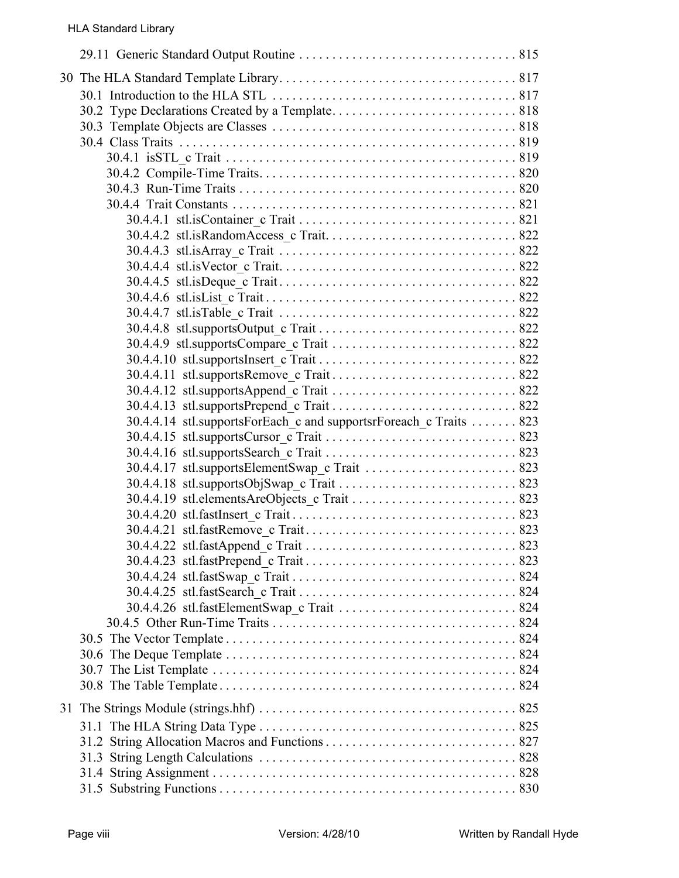29.11 Generic Standard Output Routine . . . . . . . . . . . . . . . . . . . . . . . . . . . . . . . . . 815

30 The HLA Standard Template Library. . . . . . . . . . . . . . . . . . . . . . . . . . . . . . . . . . . . 817

30.1 Introduction to the HLA STL . . . . . . . . . . . . . . . . . . . . . . . . . . . . . . . . . . . . . 817
30.2 Type Declarations Created by a Template. . . . . . . . . . . . . . . . . . . . . . . . . . . . 818
30.3 Template Objects are Classes . . . . . . . . . . . . . . . . . . . . . . . . . . . . . . . . . . . . . 818
30.4 Class Traits . . . . . . . . . . . . . . . . . . . . . . . . . . . . . . . . . . . . . . . . . . . . . . . . . . . 819
30.4.1 isSTL_c Trait . . . . . . . . . . . . . . . . . . . . . . . . . . . . . . . . . . . . . . . . . . . . 819
30.4.2 Compile-Time Traits. . . . . . . . . . . . . . . . . . . . . . . . . . . . . . . . . . . . . . . 820
30.4.3 Run-Time Traits . . . . . . . . . . . . . . . . . . . . . . . . . . . . . . . . . . . . . . . . . . 820
30.4.4 Trait Constants . . . . . . . . . . . . . . . . . . . . . . . . . . . . . . . . . . . . . . . . . . . 821
30.4.4.1 stl.isContainer_c Trait . . . . . . . . . . . . . . . . . . . . . . . . . . . . . . . . . 821
30.4.4.2 stl.isRandomAccess_c Trait. . . . . . . . . . . . . . . . . . . . . . . . . . . . . 822
30.4.4.3 stl.isArray_c Trait . . . . . . . . . . . . . . . . . . . . . . . . . . . . . . . . . . . . 822
30.4.4.4 stl.isVector_c Trait. . . . . . . . . . . . . . . . . . . . . . . . . . . . . . . . . . . . 822
30.4.4.5 stl.isDeque_c Trait . . . . . . . . . . . . . . . . . . . . . . . . . . . . . . . . . . . . 822
30.4.4.6 stl.isList_c Trait . . . . . . . . . . . . . . . . . . . . . . . . . . . . . . . . . . . . . . 822
30.4.4.7 stl.isTable_c Trait . . . . . . . . . . . . . . . . . . . . . . . . . . . . . . . . . . . . 822
30.4.4.8 stl.supportsOutput_c Trait . . . . . . . . . . . . . . . . . . . . . . . . . . . . . . 822
30.4.4.9 stl.supportsCompare_c Trait . . . . . . . . . . . . . . . . . . . . . . . . . . . . 822
30.4.4.10 stl.supportsInsert_c Trait . . . . . . . . . . . . . . . . . . . . . . . . . . . . . . 822
30.4.4.11 stl.supportsRemove_c Trait . . . . . . . . . . . . . . . . . . . . . . . . . . . . 822
30.4.4.12 stl.supportsAppend_c Trait . . . . . . . . . . . . . . . . . . . . . . . . . . . . 822
30.4.4.13 stl.supportsPrepend_c Trait . . . . . . . . . . . . . . . . . . . . . . . . . . . . 822
30.4.4.14 stl.supportsForEach_c and supportsrForeach_c Traits . . . . . . . 823
30.4.4.15 stl.supportsCursor_c Trait . . . . . . . . . . . . . . . . . . . . . . . . . . . . . 823
30.4.4.16 stl.supportsSearch_c Trait . . . . . . . . . . . . . . . . . . . . . . . . . . . . . 823
30.4.4.17 stl.supportsElementSwap_c Trait . . . . . . . . . . . . . . . . . . . . . . . 823
30.4.4.18 stl.supportsObjSwap_c Trait . . . . . . . . . . . . . . . . . . . . . . . . . . . 823
30.4.4.19 stl.elementsAreObjects_c Trait . . . . . . . . . . . . . . . . . . . . . . . . . 823
30.4.4.20 stl.fastInsert_c Trait . . . . . . . . . . . . . . . . . . . . . . . . . . . . . . . . . . 823
30.4.4.21 stl.fastRemove_c Trait . . . . . . . . . . . . . . . . . . . . . . . . . . . . . . . . 823
30.4.4.22 stl.fastAppend_c Trait . . . . . . . . . . . . . . . . . . . . . . . . . . . . . . . . 823
30.4.4.23 stl.fastPrepend_c Trait . . . . . . . . . . . . . . . . . . . . . . . . . . . . . . . . 823
30.4.4.24 stl.fastSwap_c Trait . . . . . . . . . . . . . . . . . . . . . . . . . . . . . . . . . . 824
30.4.4.25 stl.fastSearch_c Trait . . . . . . . . . . . . . . . . . . . . . . . . . . . . . . . . . 824
30.4.4.26 stl.fastElementSwap_c Trait . . . . . . . . . . . . . . . . . . . . . . . . . . . 824
30.4.5 Other Run-Time Traits . . . . . . . . . . . . . . . . . . . . . . . . . . . . . . . . . . . . . 824
30.5 The Vector Template . . . . . . . . . . . . . . . . . . . . . . . . . . . . . . . . . . . . . . . . . . . . 824
30.6 The Deque Template . . . . . . . . . . . . . . . . . . . . . . . . . . . . . . . . . . . . . . . . . . . . 824
30.7 The List Template . . . . . . . . . . . . . . . . . . . . . . . . . . . . . . . . . . . . . . . . . . . . . . 824
30.8 The Table Template . . . . . . . . . . . . . . . . . . . . . . . . . . . . . . . . . . . . . . . . . . . . . 824

31 The Strings Module (strings.hhf) . . . . . . . . . . . . . . . . . . . . . . . . . . . . . . . . . . . . . . . 825

31.1 The HLA String Data Type . . . . . . . . . . . . . . . . . . . . . . . . . . . . . . . . . . . . . . . 825
31.2 String Allocation Macros and Functions . . . . . . . . . . . . . . . . . . . . . . . . . . . . . 827
31.3 String Length Calculations . . . . . . . . . . . . . . . . . . . . . . . . . . . . . . . . . . . . . . . 828
31.4 String Assignment . . . . . . . . . . . . . . . . . . . . . . . . . . . . . . . . . . . . . . . . . . . . . 828
31.5 Substring Functions . . . . . . . . . . . . . . . . . . . . . . . . . . . . . . . . . . . . . . . . . . . . . 830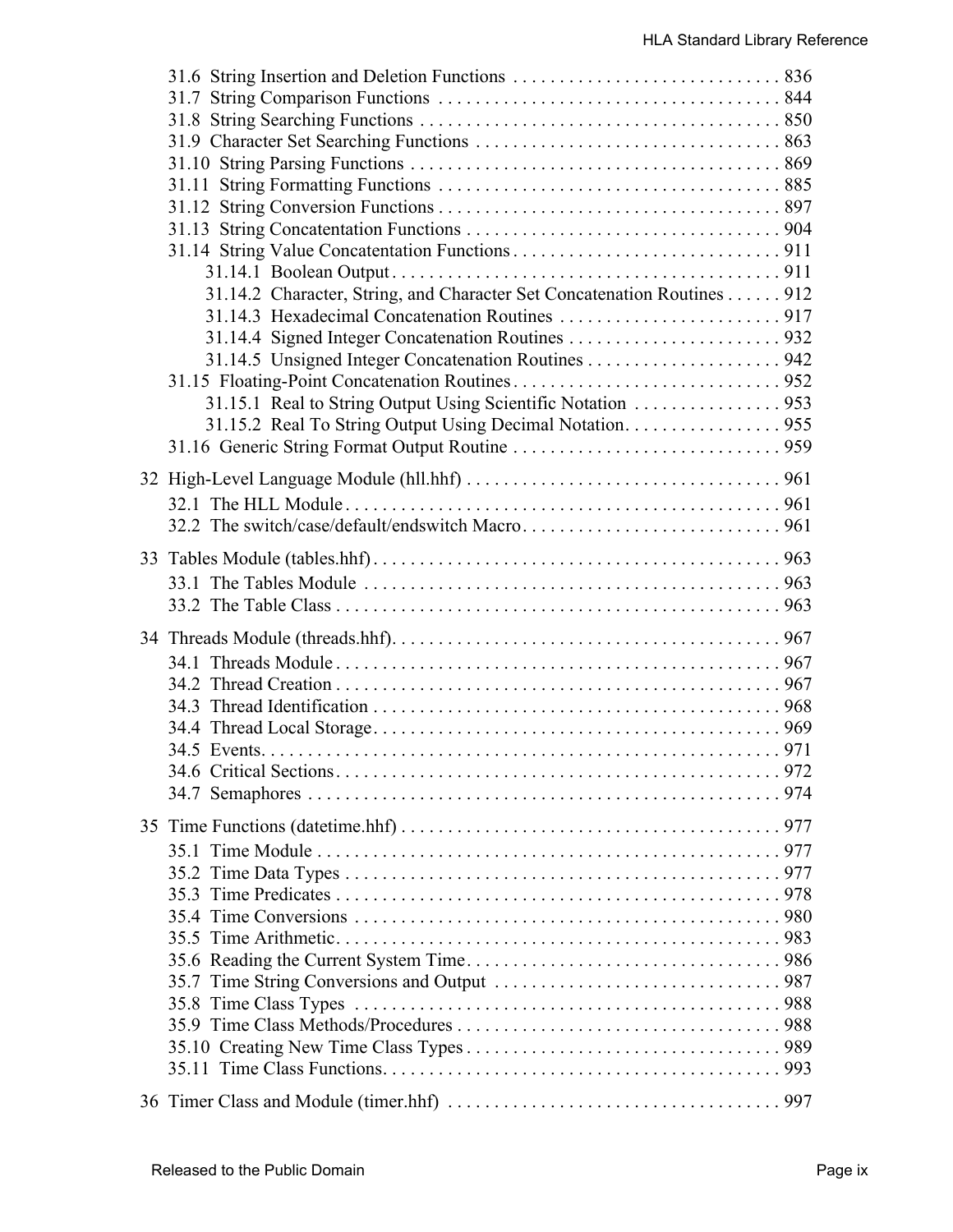- 31.6 String Insertion and Deletion Functions . . . . . . . . . . . . . . . . . . . . . . . . . . . . . 836
- 31.7 String Comparison Functions . . . . . . . . . . . . . . . . . . . . . . . . . . . . . . . . . . . . . 844
- 31.8 String Searching Functions . . . . . . . . . . . . . . . . . . . . . . . . . . . . . . . . . . . . . . . 850
- 31.9 Character Set Searching Functions . . . . . . . . . . . . . . . . . . . . . . . . . . . . . . . . . 863
- 31.10 String Parsing Functions . . . . . . . . . . . . . . . . . . . . . . . . . . . . . . . . . . . . . . . . 869
- 31.11 String Formatting Functions . . . . . . . . . . . . . . . . . . . . . . . . . . . . . . . . . . . . . 885
- 31.12 String Conversion Functions . . . . . . . . . . . . . . . . . . . . . . . . . . . . . . . . . . . . . 897
- 31.13 String Concatentation Functions . . . . . . . . . . . . . . . . . . . . . . . . . . . . . . . . . . 904
- 31.14 String Value Concatentation Functions . . . . . . . . . . . . . . . . . . . . . . . . . . . . . . 911
  - 31.14.1 Boolean Output . . . . . . . . . . . . . . . . . . . . . . . . . . . . . . . . . . . . . . . . . . 911
  - 31.14.2 Character, String, and Character Set Concatenation Routines . . . . . . 912
  - 31.14.3 Hexadecimal Concatenation Routines . . . . . . . . . . . . . . . . . . . . . . . . 917
  - 31.14.4 Signed Integer Concatenation Routines . . . . . . . . . . . . . . . . . . . . . . . 932
  - 31.14.5 Unsigned Integer Concatenation Routines . . . . . . . . . . . . . . . . . . . . . 942
- 31.15 Floating-Point Concatenation Routines . . . . . . . . . . . . . . . . . . . . . . . . . . . . . 952
  - 31.15.1 Real to String Output Using Scientific Notation . . . . . . . . . . . . . . . . 953
  - 31.15.2 Real To String Output Using Decimal Notation. . . . . . . . . . . . . . . . . 955
- 31.16 Generic String Format Output Routine . . . . . . . . . . . . . . . . . . . . . . . . . . . . . 959

32 High-Level Language Module (hll.hhf) . . . . . . . . . . . . . . . . . . . . . . . . . . . . . . . . . . 961

- 32.1 The HLL Module . . . . . . . . . . . . . . . . . . . . . . . . . . . . . . . . . . . . . . . . . . . . . . . 961
- 32.2 The switch/case/default/endswitch Macro. . . . . . . . . . . . . . . . . . . . . . . . . . . . 961

33 Tables Module (tables.hhf) . . . . . . . . . . . . . . . . . . . . . . . . . . . . . . . . . . . . . . . . . . . 963

- 33.1 The Tables Module . . . . . . . . . . . . . . . . . . . . . . . . . . . . . . . . . . . . . . . . . . . . . 963
- 33.2 The Table Class . . . . . . . . . . . . . . . . . . . . . . . . . . . . . . . . . . . . . . . . . . . . . . . . 963

34 Threads Module (threads.hhf). . . . . . . . . . . . . . . . . . . . . . . . . . . . . . . . . . . . . . . . . . 967

- 34.1 Threads Module . . . . . . . . . . . . . . . . . . . . . . . . . . . . . . . . . . . . . . . . . . . . . . . . 967
- 34.2 Thread Creation . . . . . . . . . . . . . . . . . . . . . . . . . . . . . . . . . . . . . . . . . . . . . . . . 967
- 34.3 Thread Identification . . . . . . . . . . . . . . . . . . . . . . . . . . . . . . . . . . . . . . . . . . . . 968
- 34.4 Thread Local Storage. . . . . . . . . . . . . . . . . . . . . . . . . . . . . . . . . . . . . . . . . . . . 969
- 34.5 Events. . . . . . . . . . . . . . . . . . . . . . . . . . . . . . . . . . . . . . . . . . . . . . . . . . . . . . . 971
- 34.6 Critical Sections. . . . . . . . . . . . . . . . . . . . . . . . . . . . . . . . . . . . . . . . . . . . . . . . 972
- 34.7 Semaphores . . . . . . . . . . . . . . . . . . . . . . . . . . . . . . . . . . . . . . . . . . . . . . . . . . . 974

35 Time Functions (datetime.hhf) . . . . . . . . . . . . . . . . . . . . . . . . . . . . . . . . . . . . . . . . . 977

- 35.1 Time Module . . . . . . . . . . . . . . . . . . . . . . . . . . . . . . . . . . . . . . . . . . . . . . . . . . 977
- 35.2 Time Data Types . . . . . . . . . . . . . . . . . . . . . . . . . . . . . . . . . . . . . . . . . . . . . . . 977
- 35.3 Time Predicates . . . . . . . . . . . . . . . . . . . . . . . . . . . . . . . . . . . . . . . . . . . . . . . . 978
- 35.4 Time Conversions . . . . . . . . . . . . . . . . . . . . . . . . . . . . . . . . . . . . . . . . . . . . . . 980
- 35.5 Time Arithmetic. . . . . . . . . . . . . . . . . . . . . . . . . . . . . . . . . . . . . . . . . . . . . . . . 983
- 35.6 Reading the Current System Time. . . . . . . . . . . . . . . . . . . . . . . . . . . . . . . . . . 986
- 35.7 Time String Conversions and Output . . . . . . . . . . . . . . . . . . . . . . . . . . . . . . . 987
- 35.8 Time Class Types . . . . . . . . . . . . . . . . . . . . . . . . . . . . . . . . . . . . . . . . . . . . . . 988
- 35.9 Time Class Methods/Procedures . . . . . . . . . . . . . . . . . . . . . . . . . . . . . . . . . . . 988
- 35.10 Creating New Time Class Types . . . . . . . . . . . . . . . . . . . . . . . . . . . . . . . . . . 989
- 35.11 Time Class Functions. . . . . . . . . . . . . . . . . . . . . . . . . . . . . . . . . . . . . . . . . . . 993

36 Timer Class and Module (timer.hhf) . . . . . . . . . . . . . . . . . . . . . . . . . . . . . . . . . . . . 997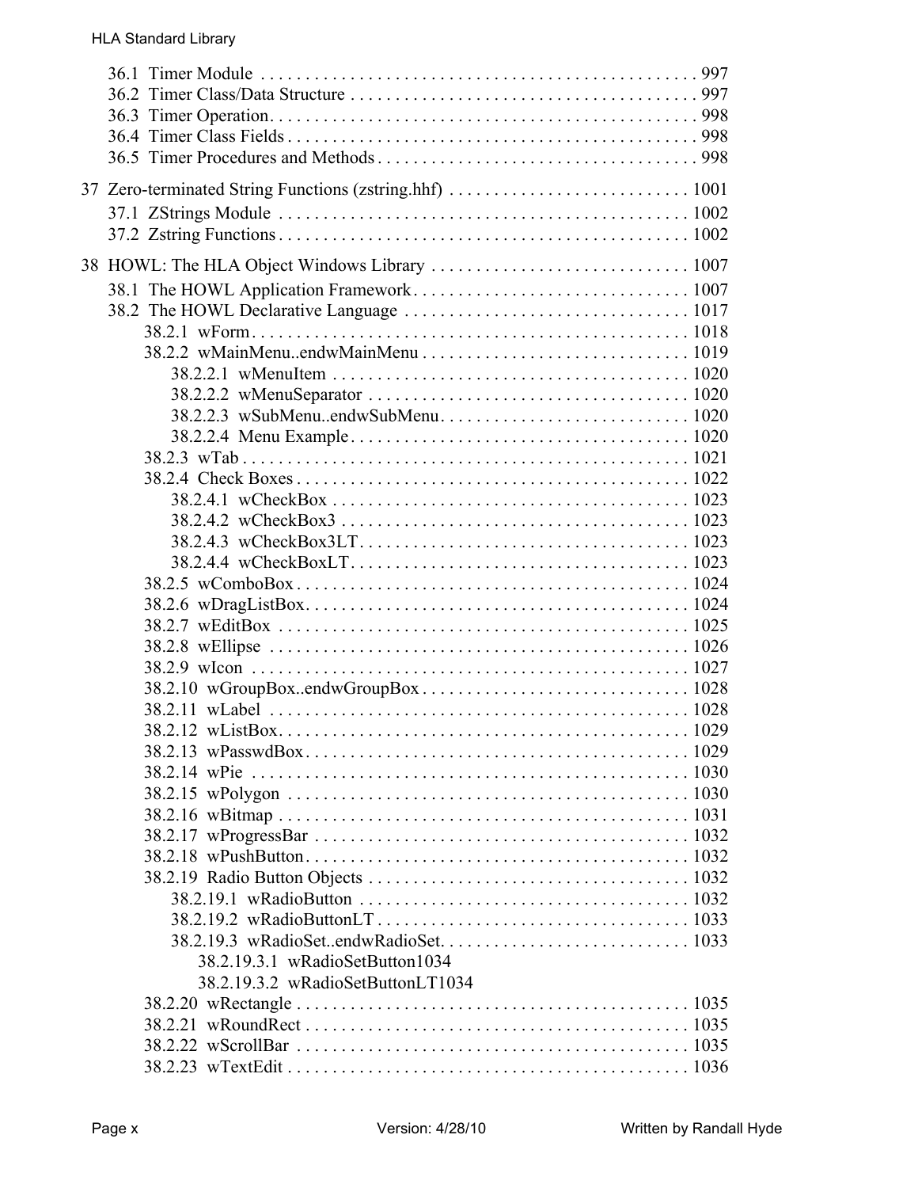36.1 Timer Module . . . . . . . . . . . . . . . . . . . . . . . . . . . . . . . . . . . . . . . . . . . . . . . . . 997
36.2 Timer Class/Data Structure . . . . . . . . . . . . . . . . . . . . . . . . . . . . . . . . . . . . . . . . 997
36.3 Timer Operation. . . . . . . . . . . . . . . . . . . . . . . . . . . . . . . . . . . . . . . . . . . . . . . . 998
36.4 Timer Class Fields . . . . . . . . . . . . . . . . . . . . . . . . . . . . . . . . . . . . . . . . . . . . . . 998
36.5 Timer Procedures and Methods . . . . . . . . . . . . . . . . . . . . . . . . . . . . . . . . . . . . 998

37 Zero-terminated String Functions (zstring.hhf) . . . . . . . . . . . . . . . . . . . . . . . . . . 1001
37.1 ZStrings Module . . . . . . . . . . . . . . . . . . . . . . . . . . . . . . . . . . . . . . . . . . . . . 1002
37.2 Zstring Functions . . . . . . . . . . . . . . . . . . . . . . . . . . . . . . . . . . . . . . . . . . . . . 1002

38 HOWL: The HLA Object Windows Library . . . . . . . . . . . . . . . . . . . . . . . . . . . . 1007
38.1 The HOWL Application Framework . . . . . . . . . . . . . . . . . . . . . . . . . . . . . . . 1007
38.2 The HOWL Declarative Language . . . . . . . . . . . . . . . . . . . . . . . . . . . . . . . . 1017
38.2.1 wForm . . . . . . . . . . . . . . . . . . . . . . . . . . . . . . . . . . . . . . . . . . . . . . . . 1018
38.2.2 wMainMenu..endwMainMenu . . . . . . . . . . . . . . . . . . . . . . . . . . . . . . . 1019
38.2.2.1 wMenuItem . . . . . . . . . . . . . . . . . . . . . . . . . . . . . . . . . . . . . . . . 1020
38.2.2.2 wMenuSeparator . . . . . . . . . . . . . . . . . . . . . . . . . . . . . . . . . . . . 1020
38.2.2.3 wSubMenu..endwSubMenu . . . . . . . . . . . . . . . . . . . . . . . . . . . . 1020
38.2.2.4 Menu Example . . . . . . . . . . . . . . . . . . . . . . . . . . . . . . . . . . . . . 1020
38.2.3 wTab . . . . . . . . . . . . . . . . . . . . . . . . . . . . . . . . . . . . . . . . . . . . . . . . . 1021
38.2.4 Check Boxes . . . . . . . . . . . . . . . . . . . . . . . . . . . . . . . . . . . . . . . . . . . 1022
38.2.4.1 wCheckBox . . . . . . . . . . . . . . . . . . . . . . . . . . . . . . . . . . . . . . . . 1023
38.2.4.2 wCheckBox3 . . . . . . . . . . . . . . . . . . . . . . . . . . . . . . . . . . . . . . . 1023
38.2.4.3 wCheckBox3LT . . . . . . . . . . . . . . . . . . . . . . . . . . . . . . . . . . . . . 1023
38.2.4.4 wCheckBoxLT . . . . . . . . . . . . . . . . . . . . . . . . . . . . . . . . . . . . . . 1023
38.2.5 wComboBox . . . . . . . . . . . . . . . . . . . . . . . . . . . . . . . . . . . . . . . . . . . 1024
38.2.6 wDragListBox . . . . . . . . . . . . . . . . . . . . . . . . . . . . . . . . . . . . . . . . . . 1024
38.2.7 wEditBox . . . . . . . . . . . . . . . . . . . . . . . . . . . . . . . . . . . . . . . . . . . . . 1025
38.2.8 wEllipse . . . . . . . . . . . . . . . . . . . . . . . . . . . . . . . . . . . . . . . . . . . . . . 1026
38.2.9 wIcon . . . . . . . . . . . . . . . . . . . . . . . . . . . . . . . . . . . . . . . . . . . . . . . . 1027
38.2.10 wGroupBox..endwGroupBox . . . . . . . . . . . . . . . . . . . . . . . . . . . . . . 1028
38.2.11 wLabel . . . . . . . . . . . . . . . . . . . . . . . . . . . . . . . . . . . . . . . . . . . . . . 1028
38.2.12 wListBox . . . . . . . . . . . . . . . . . . . . . . . . . . . . . . . . . . . . . . . . . . . . . 1029
38.2.13 wPasswdBox . . . . . . . . . . . . . . . . . . . . . . . . . . . . . . . . . . . . . . . . . . 1029
38.2.14 wPie . . . . . . . . . . . . . . . . . . . . . . . . . . . . . . . . . . . . . . . . . . . . . . . . 1030
38.2.15 wPolygon . . . . . . . . . . . . . . . . . . . . . . . . . . . . . . . . . . . . . . . . . . . . 1030
38.2.16 wBitmap . . . . . . . . . . . . . . . . . . . . . . . . . . . . . . . . . . . . . . . . . . . . . 1031
38.2.17 wProgressBar . . . . . . . . . . . . . . . . . . . . . . . . . . . . . . . . . . . . . . . . . 1032
38.2.18 wPushButton . . . . . . . . . . . . . . . . . . . . . . . . . . . . . . . . . . . . . . . . . . 1032
38.2.19 Radio Button Objects . . . . . . . . . . . . . . . . . . . . . . . . . . . . . . . . . . . . 1032
38.2.19.1 wRadioButton . . . . . . . . . . . . . . . . . . . . . . . . . . . . . . . . . . . . . 1032
38.2.19.2 wRadioButtonLT . . . . . . . . . . . . . . . . . . . . . . . . . . . . . . . . . . . 1033
38.2.19.3 wRadioSet..endwRadioSet . . . . . . . . . . . . . . . . . . . . . . . . . . . . 1033
38.2.19.3.1 wRadioSetButton1034
38.2.19.3.2 wRadioSetButtonLT1034
38.2.20 wRectangle . . . . . . . . . . . . . . . . . . . . . . . . . . . . . . . . . . . . . . . . . . . 1035
38.2.21 wRoundRect . . . . . . . . . . . . . . . . . . . . . . . . . . . . . . . . . . . . . . . . . . 1035
38.2.22 wScrollBar . . . . . . . . . . . . . . . . . . . . . . . . . . . . . . . . . . . . . . . . . . . 1035
38.2.23 wTextEdit . . . . . . . . . . . . . . . . . . . . . . . . . . . . . . . . . . . . . . . . . . . . 1036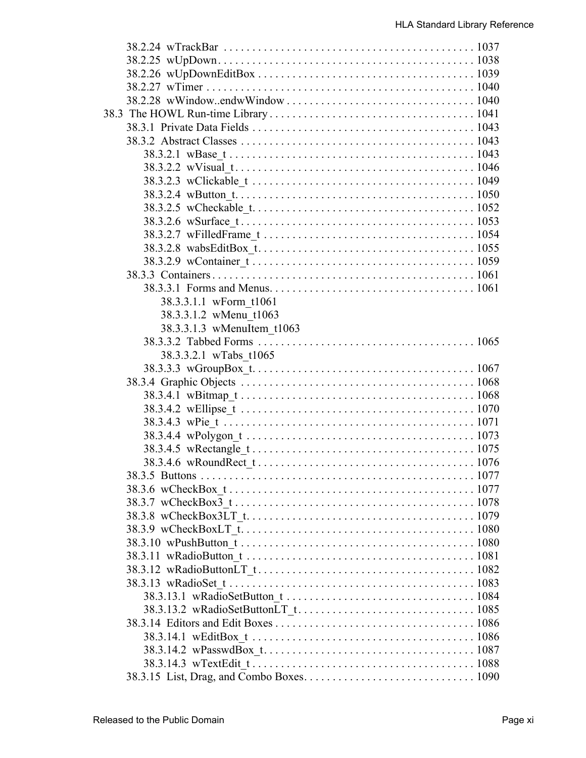38.2.24 wTrackBar . . . . . . . . . . . . . . . . . . . . . . . . . . . . . . . . . . . . . . . . . . . 1037
38.2.25 wUpDown . . . . . . . . . . . . . . . . . . . . . . . . . . . . . . . . . . . . . . . . . . . . 1038
38.2.26 wUpDownEditBox . . . . . . . . . . . . . . . . . . . . . . . . . . . . . . . . . . . . . 1039
38.2.27 wTimer . . . . . . . . . . . . . . . . . . . . . . . . . . . . . . . . . . . . . . . . . . . . . . 1040
38.2.28 wWindow..endwWindow . . . . . . . . . . . . . . . . . . . . . . . . . . . . . . . . 1040
38.3 The HOWL Run-time Library . . . . . . . . . . . . . . . . . . . . . . . . . . . . . . . . . . . 1041
38.3.1 Private Data Fields . . . . . . . . . . . . . . . . . . . . . . . . . . . . . . . . . . . . . . . 1043
38.3.2 Abstract Classes . . . . . . . . . . . . . . . . . . . . . . . . . . . . . . . . . . . . . . . . . 1043
38.3.2.1 wBase_t . . . . . . . . . . . . . . . . . . . . . . . . . . . . . . . . . . . . . . . . . . . 1043
38.3.2.2 wVisual_t . . . . . . . . . . . . . . . . . . . . . . . . . . . . . . . . . . . . . . . . . . 1046
38.3.2.3 wClickable_t . . . . . . . . . . . . . . . . . . . . . . . . . . . . . . . . . . . . . . . 1049
38.3.2.4 wButton_t. . . . . . . . . . . . . . . . . . . . . . . . . . . . . . . . . . . . . . . . . . 1050
38.3.2.5 wCheckable_t. . . . . . . . . . . . . . . . . . . . . . . . . . . . . . . . . . . . . . . 1052
38.3.2.6 wSurface_t . . . . . . . . . . . . . . . . . . . . . . . . . . . . . . . . . . . . . . . . 1053
38.3.2.7 wFilledFrame_t . . . . . . . . . . . . . . . . . . . . . . . . . . . . . . . . . . . . 1054
38.3.2.8 wabsEditBox_t. . . . . . . . . . . . . . . . . . . . . . . . . . . . . . . . . . . . . . 1055
38.3.2.9 wContainer_t . . . . . . . . . . . . . . . . . . . . . . . . . . . . . . . . . . . . . . . 1059
38.3.3 Containers . . . . . . . . . . . . . . . . . . . . . . . . . . . . . . . . . . . . . . . . . . . . . . 1061
38.3.3.1 Forms and Menus. . . . . . . . . . . . . . . . . . . . . . . . . . . . . . . . . . . . 1061
38.3.3.1.1 wForm_t1061
38.3.3.1.2 wMenu_t1063
38.3.3.1.3 wMenuItem_t1063
38.3.3.2 Tabbed Forms . . . . . . . . . . . . . . . . . . . . . . . . . . . . . . . . . . . . . . 1065
38.3.3.2.1 wTabs_t1065
38.3.3.3 wGroupBox_t. . . . . . . . . . . . . . . . . . . . . . . . . . . . . . . . . . . . . . . 1067
38.3.4 Graphic Objects . . . . . . . . . . . . . . . . . . . . . . . . . . . . . . . . . . . . . . . . . 1068
38.3.4.1 wBitmap_t . . . . . . . . . . . . . . . . . . . . . . . . . . . . . . . . . . . . . . . . . 1068
38.3.4.2 wEllipse_t . . . . . . . . . . . . . . . . . . . . . . . . . . . . . . . . . . . . . . . . . 1070
38.3.4.3 wPie_t . . . . . . . . . . . . . . . . . . . . . . . . . . . . . . . . . . . . . . . . . . . . 1071
38.3.4.4 wPolygon_t . . . . . . . . . . . . . . . . . . . . . . . . . . . . . . . . . . . . . . . . 1073
38.3.4.5 wRectangle_t . . . . . . . . . . . . . . . . . . . . . . . . . . . . . . . . . . . . . . . 1075
38.3.4.6 wRoundRect_t . . . . . . . . . . . . . . . . . . . . . . . . . . . . . . . . . . . . . . 1076
38.3.5 Buttons . . . . . . . . . . . . . . . . . . . . . . . . . . . . . . . . . . . . . . . . . . . . . . . . 1077
38.3.6 wCheckBox_t . . . . . . . . . . . . . . . . . . . . . . . . . . . . . . . . . . . . . . . . . . . 1077
38.3.7 wCheckBox3_t . . . . . . . . . . . . . . . . . . . . . . . . . . . . . . . . . . . . . . . . . . 1078
38.3.8 wCheckBox3LT_t. . . . . . . . . . . . . . . . . . . . . . . . . . . . . . . . . . . . . . . . 1079
38.3.9 wCheckBoxLT_t. . . . . . . . . . . . . . . . . . . . . . . . . . . . . . . . . . . . . . . . . 1080
38.3.10 wPushButton_t . . . . . . . . . . . . . . . . . . . . . . . . . . . . . . . . . . . . . . . . . 1080
38.3.11 wRadioButton_t . . . . . . . . . . . . . . . . . . . . . . . . . . . . . . . . . . . . . . . . . 1081
38.3.12 wRadioButtonLT_t . . . . . . . . . . . . . . . . . . . . . . . . . . . . . . . . . . . . . . 1082
38.3.13 wRadioSet_t . . . . . . . . . . . . . . . . . . . . . . . . . . . . . . . . . . . . . . . . . . . 1083
38.3.13.1 wRadioSetButton_t . . . . . . . . . . . . . . . . . . . . . . . . . . . . . . . . . 1084
38.3.13.2 wRadioSetButtonLT_t. . . . . . . . . . . . . . . . . . . . . . . . . . . . . . . 1085
38.3.14 Editors and Edit Boxes . . . . . . . . . . . . . . . . . . . . . . . . . . . . . . . . . . . 1086
38.3.14.1 wEditBox_t . . . . . . . . . . . . . . . . . . . . . . . . . . . . . . . . . . . . . . . 1086
38.3.14.2 wPasswdBox_t. . . . . . . . . . . . . . . . . . . . . . . . . . . . . . . . . . . . . 1087
38.3.14.3 wTextEdit_t . . . . . . . . . . . . . . . . . . . . . . . . . . . . . . . . . . . . . . . 1088
38.3.15 List, Drag, and Combo Boxes. . . . . . . . . . . . . . . . . . . . . . . . . . . . . . 1090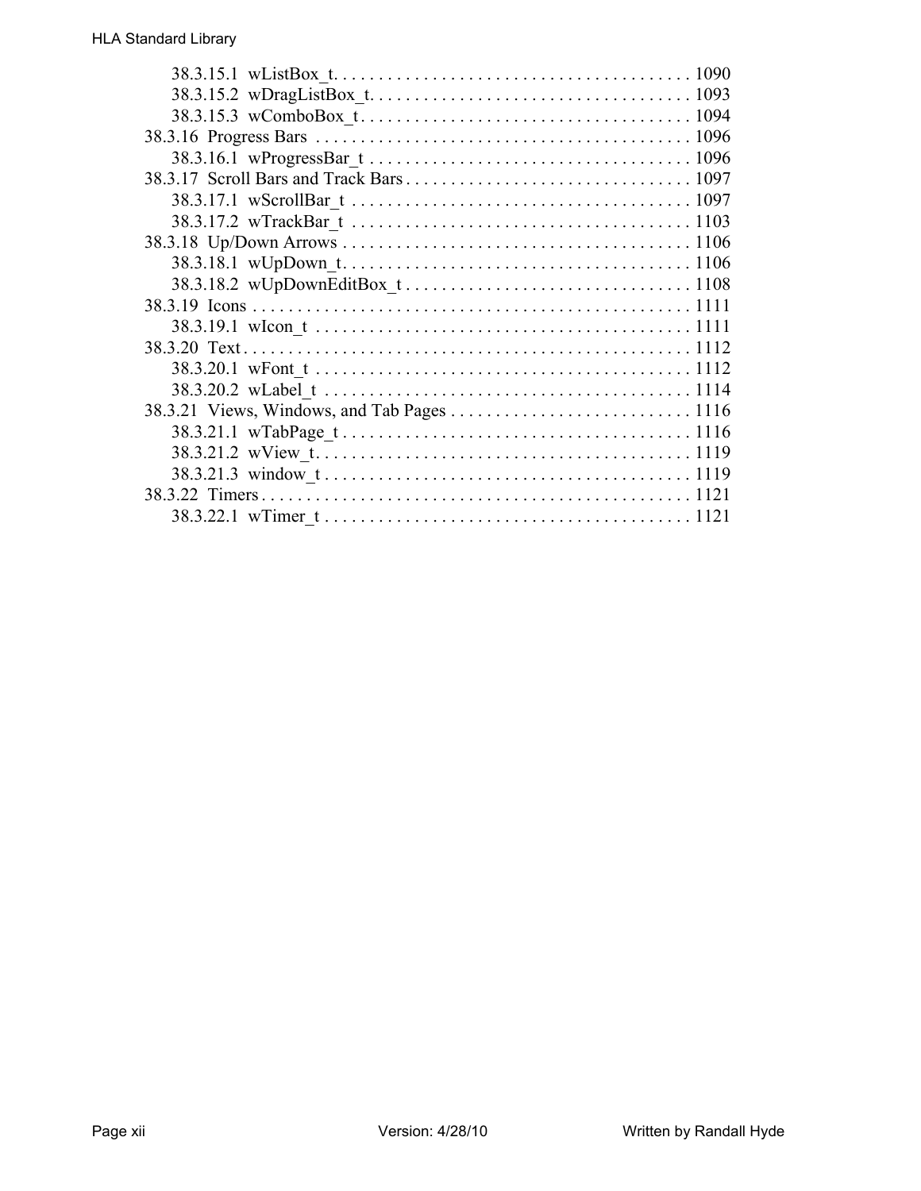38.3.15.1 wListBox_t. . . . . . . . . . . . . . . . . . . . . . . . . . . . . . . . . . . . . . . . 1090
38.3.15.2 wDragListBox_t. . . . . . . . . . . . . . . . . . . . . . . . . . . . . . . . . . . . 1093
38.3.15.3 wComboBox_t . . . . . . . . . . . . . . . . . . . . . . . . . . . . . . . . . . . . . 1094
38.3.16 Progress Bars . . . . . . . . . . . . . . . . . . . . . . . . . . . . . . . . . . . . . . . . . . 1096
38.3.16.1 wProgressBar_t . . . . . . . . . . . . . . . . . . . . . . . . . . . . . . . . . . . . 1096
38.3.17 Scroll Bars and Track Bars . . . . . . . . . . . . . . . . . . . . . . . . . . . . . . . . 1097
38.3.17.1 wScrollBar_t . . . . . . . . . . . . . . . . . . . . . . . . . . . . . . . . . . . . . . 1097
38.3.17.2 wTrackBar_t . . . . . . . . . . . . . . . . . . . . . . . . . . . . . . . . . . . . . . 1103
38.3.18 Up/Down Arrows . . . . . . . . . . . . . . . . . . . . . . . . . . . . . . . . . . . . . . . 1106
38.3.18.1 wUpDown_t. . . . . . . . . . . . . . . . . . . . . . . . . . . . . . . . . . . . . . . . 1106
38.3.18.2 wUpDownEditBox_t . . . . . . . . . . . . . . . . . . . . . . . . . . . . . . . . 1108
38.3.19 Icons . . . . . . . . . . . . . . . . . . . . . . . . . . . . . . . . . . . . . . . . . . . . . . . . . 1111
38.3.19.1 wIcon_t . . . . . . . . . . . . . . . . . . . . . . . . . . . . . . . . . . . . . . . . . . 1111
38.3.20 Text . . . . . . . . . . . . . . . . . . . . . . . . . . . . . . . . . . . . . . . . . . . . . . . . . . 1112
38.3.20.1 wFont_t . . . . . . . . . . . . . . . . . . . . . . . . . . . . . . . . . . . . . . . . . . 1112
38.3.20.2 wLabel_t . . . . . . . . . . . . . . . . . . . . . . . . . . . . . . . . . . . . . . . . . 1114
38.3.21 Views, Windows, and Tab Pages . . . . . . . . . . . . . . . . . . . . . . . . . . . 1116
38.3.21.1 wTabPage_t . . . . . . . . . . . . . . . . . . . . . . . . . . . . . . . . . . . . . . . 1116
38.3.21.2 wView_t. . . . . . . . . . . . . . . . . . . . . . . . . . . . . . . . . . . . . . . . . . 1119
38.3.21.3 window_t . . . . . . . . . . . . . . . . . . . . . . . . . . . . . . . . . . . . . . . . . 1119
38.3.22 Timers . . . . . . . . . . . . . . . . . . . . . . . . . . . . . . . . . . . . . . . . . . . . . . . . 1121
38.3.22.1 wTimer_t . . . . . . . . . . . . . . . . . . . . . . . . . . . . . . . . . . . . . . . . . 1121